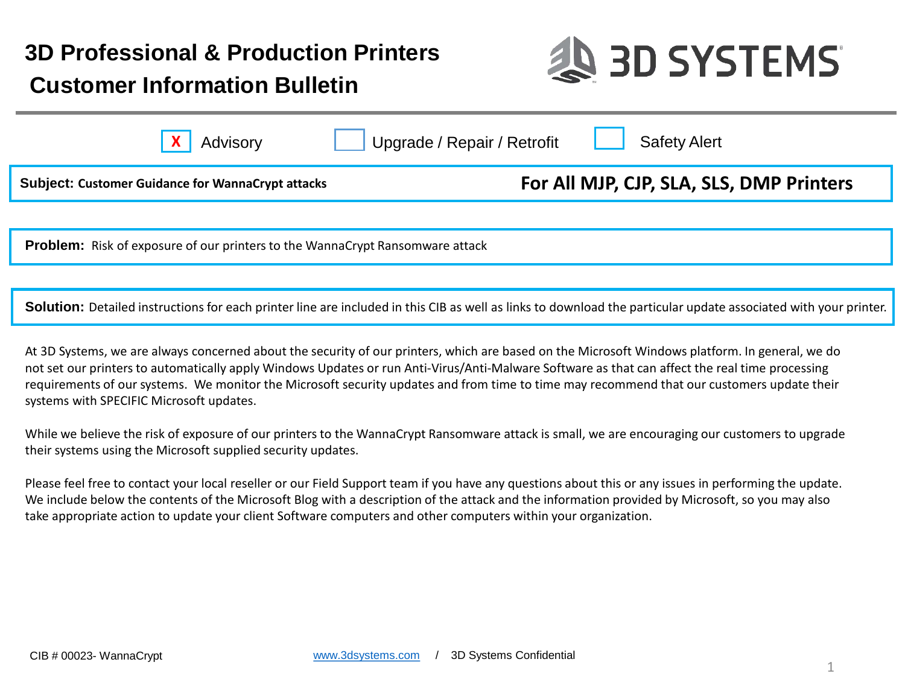# 3D Professional & Production Printers
# Customer Information Bulletin

3D SYSTEMS

[X] Advisory    [ ] Upgrade / Repair / Retrofit    [ ] Safety Alert

**Subject:** **Customer Guidance for WannaCrypt attacks** — **For All MJP, CJP, SLA, SLS, DMP Printers**

**Problem:** Risk of exposure of our printers to the WannaCrypt Ransomware attack

**Solution:** Detailed instructions for each printer line are included in this CIB as well as links to download the particular update associated with your printer.

At 3D Systems, we are always concerned about the security of our printers, which are based on the Microsoft Windows platform. In general, we do not set our printers to automatically apply Windows Updates or run Anti-Virus/Anti-Malware Software as that can affect the real time processing requirements of our systems. We monitor the Microsoft security updates and from time to time may recommend that our customers update their systems with SPECIFIC Microsoft updates.

While we believe the risk of exposure of our printers to the WannaCrypt Ransomware attack is small, we are encouraging our customers to upgrade their systems using the Microsoft supplied security updates.

Please feel free to contact your local reseller or our Field Support team if you have any questions about this or any issues in performing the update. We include below the contents of the Microsoft Blog with a description of the attack and the information provided by Microsoft, so you may also take appropriate action to update your client Software computers and other computers within your organization.

CIB # 00023- WannaCrypt    www.3dsystems.com / 3D Systems Confidential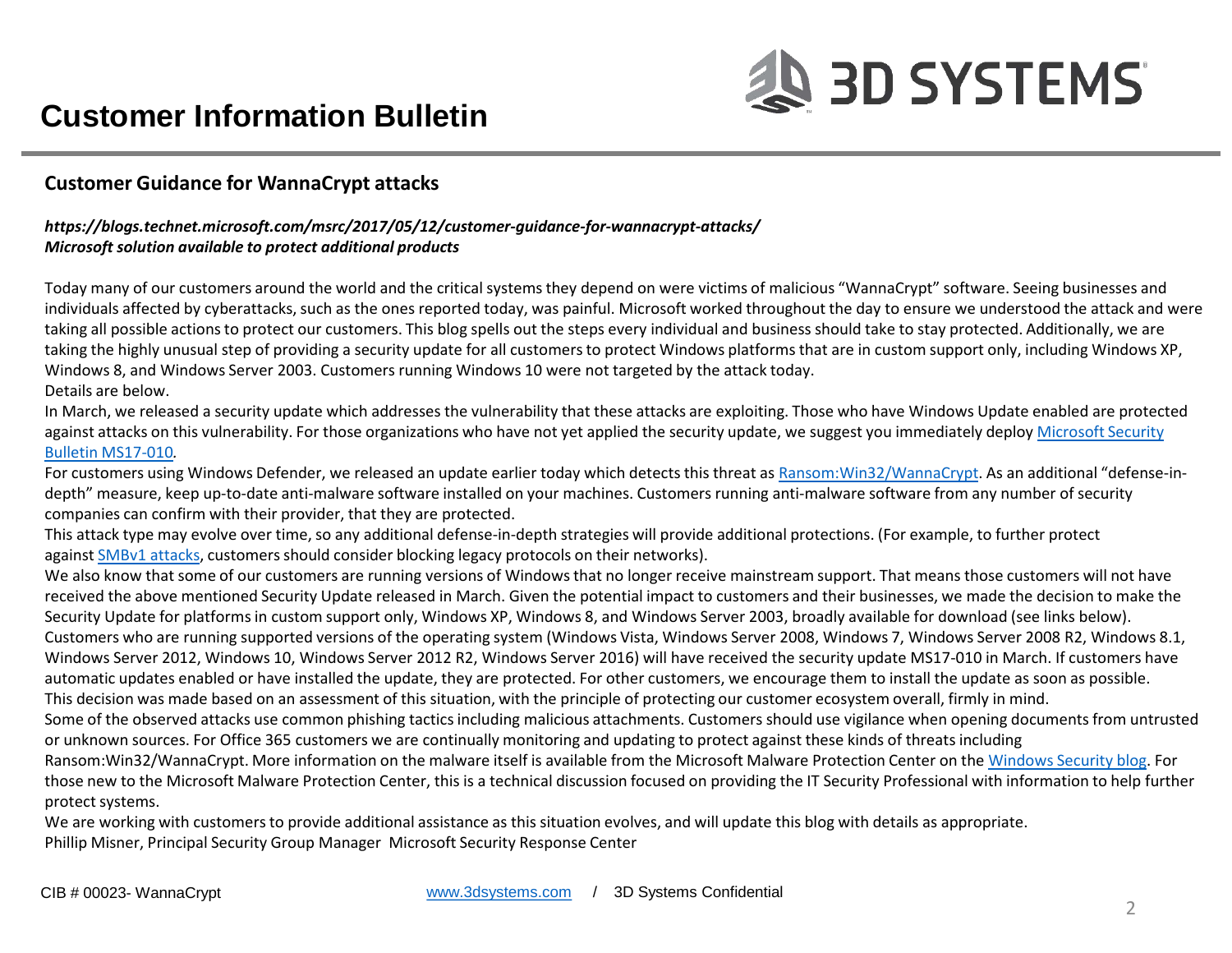# Customer Information Bulletin

## Customer Guidance for WannaCrypt attacks

***https://blogs.technet.microsoft.com/msrc/2017/05/12/customer-guidance-for-wannacrypt-attacks/***
***Microsoft solution available to protect additional products***

Today many of our customers around the world and the critical systems they depend on were victims of malicious "WannaCrypt" software. Seeing businesses and individuals affected by cyberattacks, such as the ones reported today, was painful. Microsoft worked throughout the day to ensure we understood the attack and were taking all possible actions to protect our customers. This blog spells out the steps every individual and business should take to stay protected. Additionally, we are taking the highly unusual step of providing a security update for all customers to protect Windows platforms that are in custom support only, including Windows XP, Windows 8, and Windows Server 2003. Customers running Windows 10 were not targeted by the attack today.

Details are below.

In March, we released a security update which addresses the vulnerability that these attacks are exploiting. Those who have Windows Update enabled are protected against attacks on this vulnerability. For those organizations who have not yet applied the security update, we suggest you immediately deploy Microsoft Security Bulletin MS17-010.

For customers using Windows Defender, we released an update earlier today which detects this threat as Ransom:Win32/WannaCrypt. As an additional "defense-in-depth" measure, keep up-to-date anti-malware software installed on your machines. Customers running anti-malware software from any number of security companies can confirm with their provider, that they are protected.

This attack type may evolve over time, so any additional defense-in-depth strategies will provide additional protections. (For example, to further protect against SMBv1 attacks, customers should consider blocking legacy protocols on their networks).

We also know that some of our customers are running versions of Windows that no longer receive mainstream support. That means those customers will not have received the above mentioned Security Update released in March. Given the potential impact to customers and their businesses, we made the decision to make the Security Update for platforms in custom support only, Windows XP, Windows 8, and Windows Server 2003, broadly available for download (see links below).

Customers who are running supported versions of the operating system (Windows Vista, Windows Server 2008, Windows 7, Windows Server 2008 R2, Windows 8.1, Windows Server 2012, Windows 10, Windows Server 2012 R2, Windows Server 2016) will have received the security update MS17-010 in March. If customers have automatic updates enabled or have installed the update, they are protected. For other customers, we encourage them to install the update as soon as possible.

This decision was made based on an assessment of this situation, with the principle of protecting our customer ecosystem overall, firmly in mind.

Some of the observed attacks use common phishing tactics including malicious attachments. Customers should use vigilance when opening documents from untrusted or unknown sources. For Office 365 customers we are continually monitoring and updating to protect against these kinds of threats including Ransom:Win32/WannaCrypt. More information on the malware itself is available from the Microsoft Malware Protection Center on the Windows Security blog. For those new to the Microsoft Malware Protection Center, this is a technical discussion focused on providing the IT Security Professional with information to help further protect systems.

We are working with customers to provide additional assistance as this situation evolves, and will update this blog with details as appropriate.

Phillip Misner, Principal Security Group Manager Microsoft Security Response Center

CIB # 00023- WannaCrypt www.3dsystems.com / 3D Systems Confidential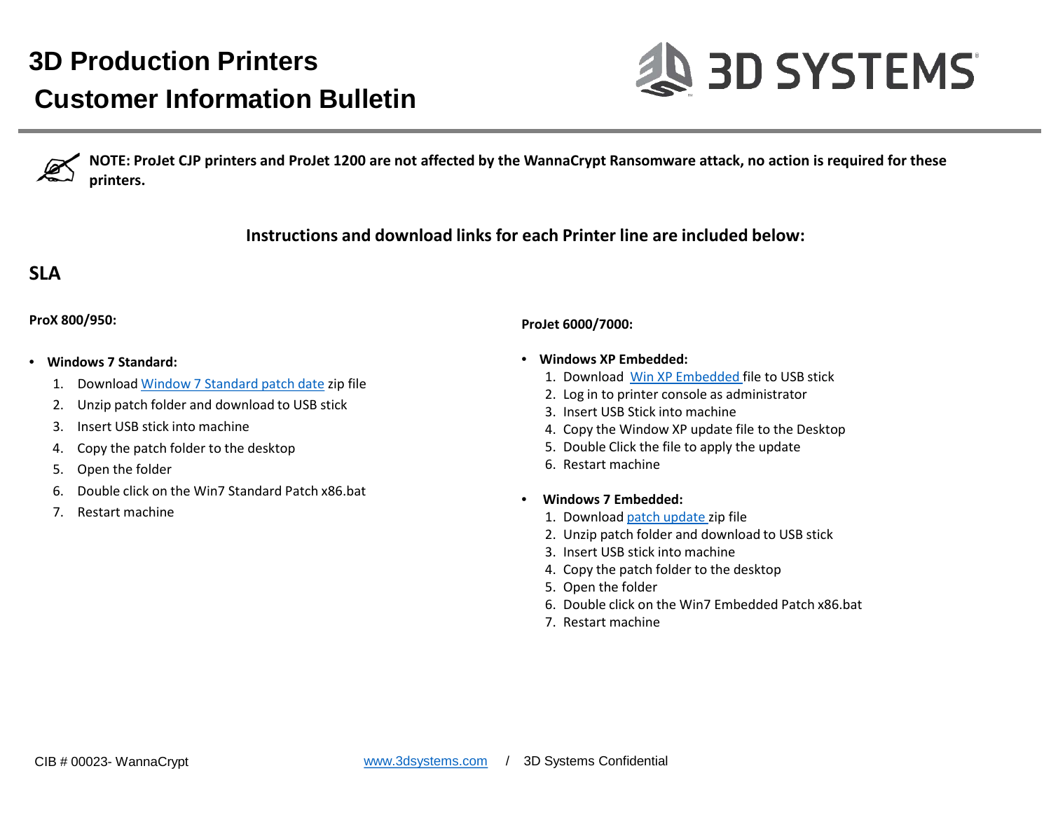**NOTE: ProJet CJP printers and ProJet 1200 are not affected by the WannaCrypt Ransomware attack, no action is required for these printers.**

**Instructions and download links for each Printer line are included below:**

## SLA

**ProX 800/950:**

- **Windows 7 Standard:**
  1. Download Window 7 Standard patch date zip file
  2. Unzip patch folder and download to USB stick
  3. Insert USB stick into machine
  4. Copy the patch folder to the desktop
  5. Open the folder
  6. Double click on the Win7 Standard Patch x86.bat
  7. Restart machine

**ProJet 6000/7000:**

- **Windows XP Embedded:**
  1. Download Win XP Embedded file to USB stick
  2. Log in to printer console as administrator
  3. Insert USB Stick into machine
  4. Copy the Window XP update file to the Desktop
  5. Double Click the file to apply the update
  6. Restart machine

- **Windows 7 Embedded:**
  1. Download patch update zip file
  2. Unzip patch folder and download to USB stick
  3. Insert USB stick into machine
  4. Copy the patch folder to the desktop
  5. Open the folder
  6. Double click on the Win7 Embedded Patch x86.bat
  7. Restart machine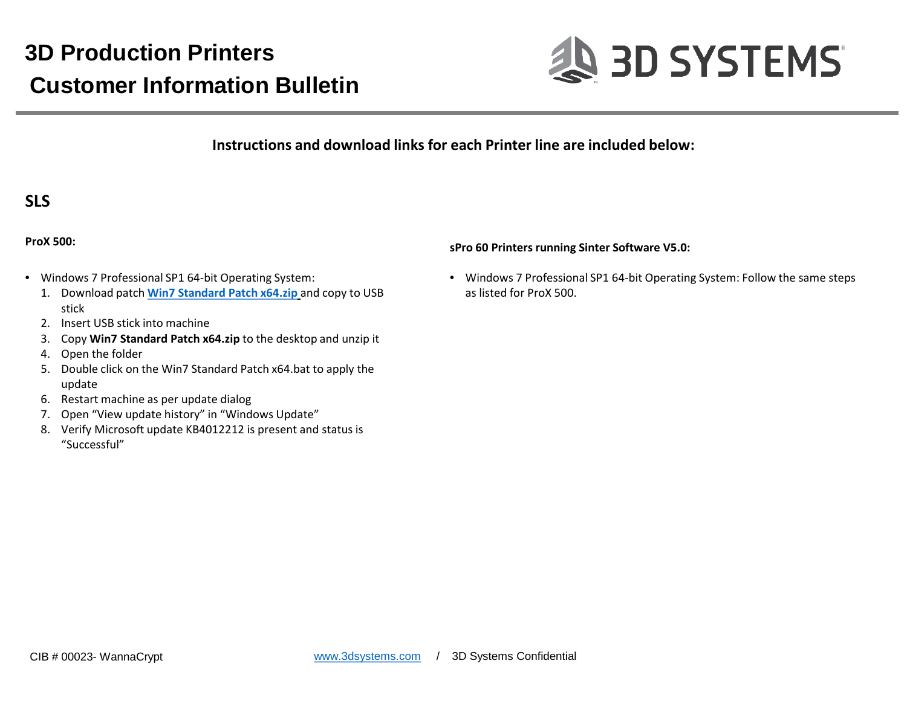Instructions and download links for each Printer line are included below:

## SLS

**ProX 500:**

- Windows 7 Professional SP1 64-bit Operating System:
  1. Download patch **Win7 Standard Patch x64.zip** and copy to USB stick
  2. Insert USB stick into machine
  3. Copy **Win7 Standard Patch x64.zip** to the desktop and unzip it
  4. Open the folder
  5. Double click on the Win7 Standard Patch x64.bat to apply the update
  6. Restart machine as per update dialog
  7. Open "View update history" in "Windows Update"
  8. Verify Microsoft update KB4012212 is present and status is "Successful"

**sPro 60 Printers running Sinter Software V5.0:**

- Windows 7 Professional SP1 64-bit Operating System: Follow the same steps as listed for ProX 500.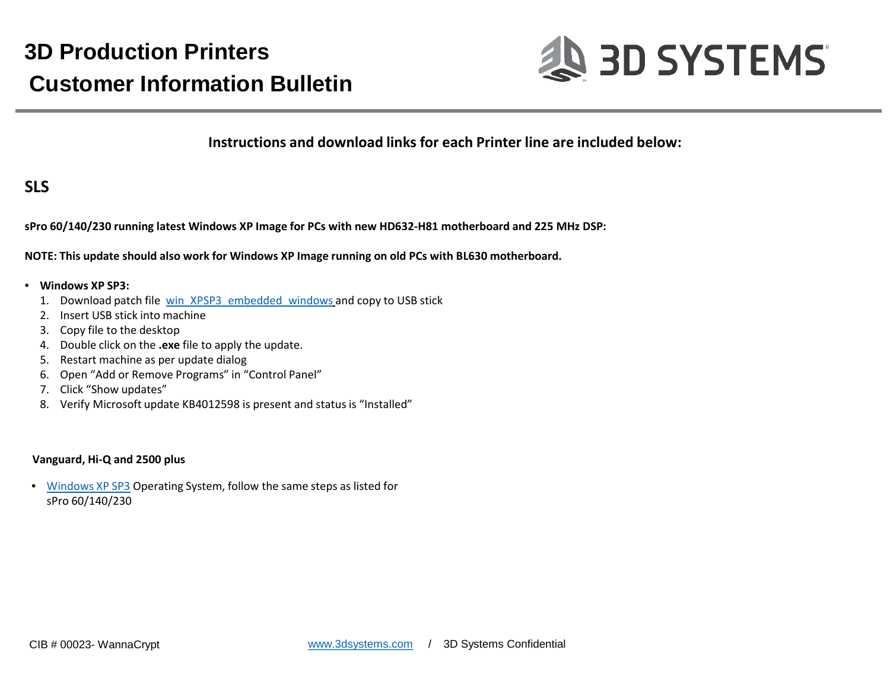# 3D Production Printers

# Customer Information Bulletin

**Instructions and download links for each Printer line are included below:**

## SLS

**sPro 60/140/230 running latest Windows XP Image for PCs with new HD632-H81 motherboard and 225 MHz DSP:**

**NOTE: This update should also work for Windows XP Image running on old PCs with BL630 motherboard.**

- **Windows XP SP3:**
  1. Download patch file win_XPSP3_embedded_windows and copy to USB stick
  2. Insert USB stick into machine
  3. Copy file to the desktop
  4. Double click on the **.exe** file to apply the update.
  5. Restart machine as per update dialog
  6. Open “Add or Remove Programs” in “Control Panel”
  7. Click “Show updates”
  8. Verify Microsoft update KB4012598 is present and status is “Installed”

**Vanguard, Hi-Q and 2500 plus**

- Windows XP SP3 Operating System, follow the same steps as listed for sPro 60/140/230

CIB # 00023- WannaCrypt www.3dsystems.com / 3D Systems Confidential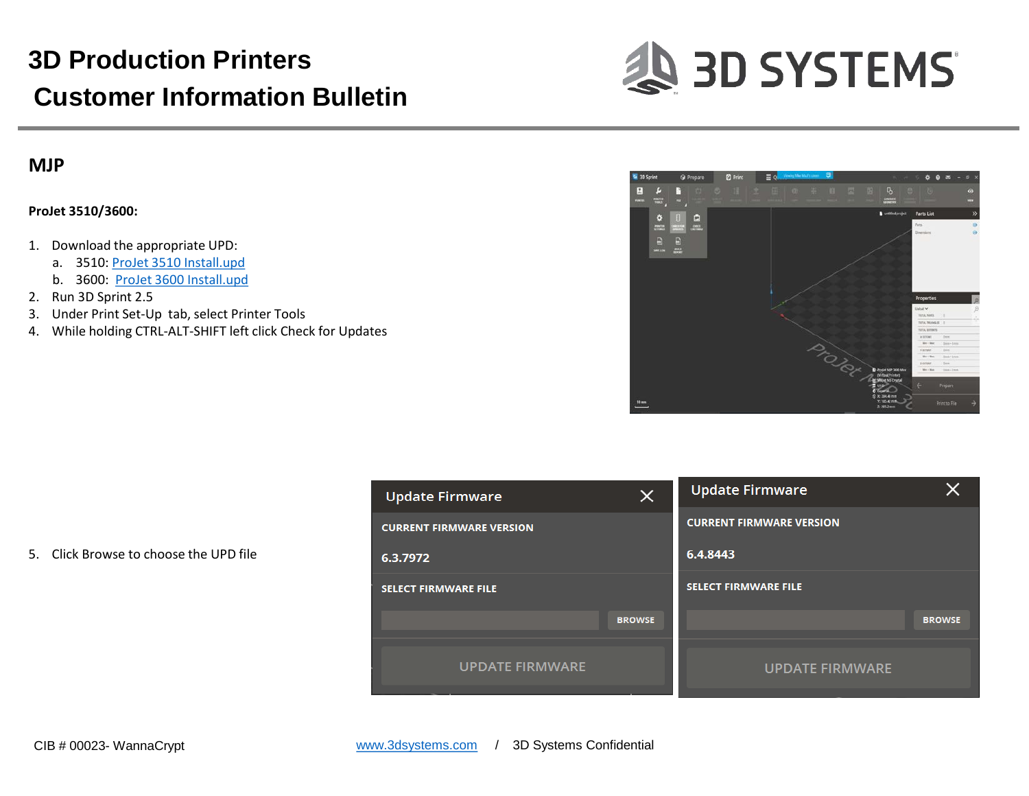## MJP

**ProJet 3510/3600:**

1. Download the appropriate UPD:
   a. 3510: [ProJet 3510 Install.upd]
   b. 3600: [ProJet 3600 Install.upd]
2. Run 3D Sprint 2.5
3. Under Print Set-Up tab, select Printer Tools
4. While holding CTRL-ALT-SHIFT left click Check for Updates
5. Click Browse to choose the UPD file

CIB # 00023- WannaCrypt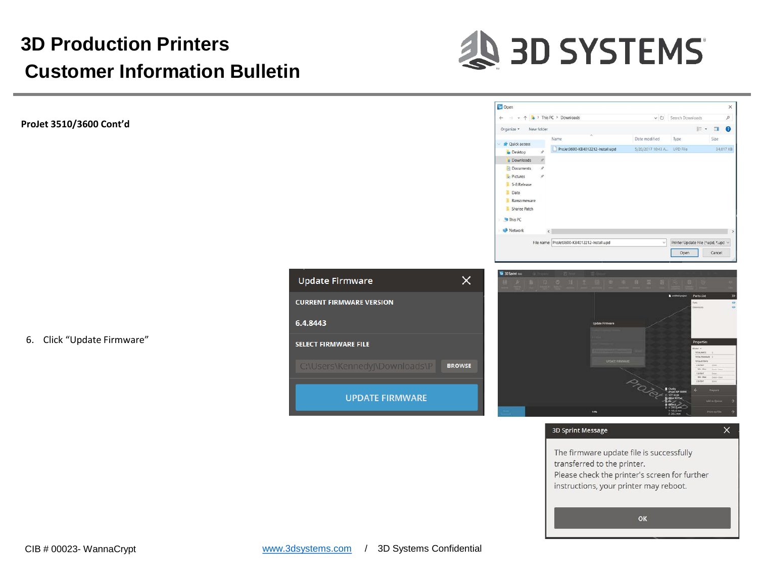# 3D Production Printers

# Customer Information Bulletin

**ProJet 3510/3600 Cont'd**

6. Click "Update Firmware"

Update Firmware

CURRENT FIRMWARE VERSION

6.4.8443

SELECT FIRMWARE FILE

C:\Users\KennedyJ\Downloads\P

BROWSE

UPDATE FIRMWARE

3D Sprint Message

The firmware update file is successfully transferred to the printer.
Please check the printer's screen for further instructions, your printer may reboot.

OK

CIB # 00023- WannaCrypt www.3dsystems.com / 3D Systems Confidential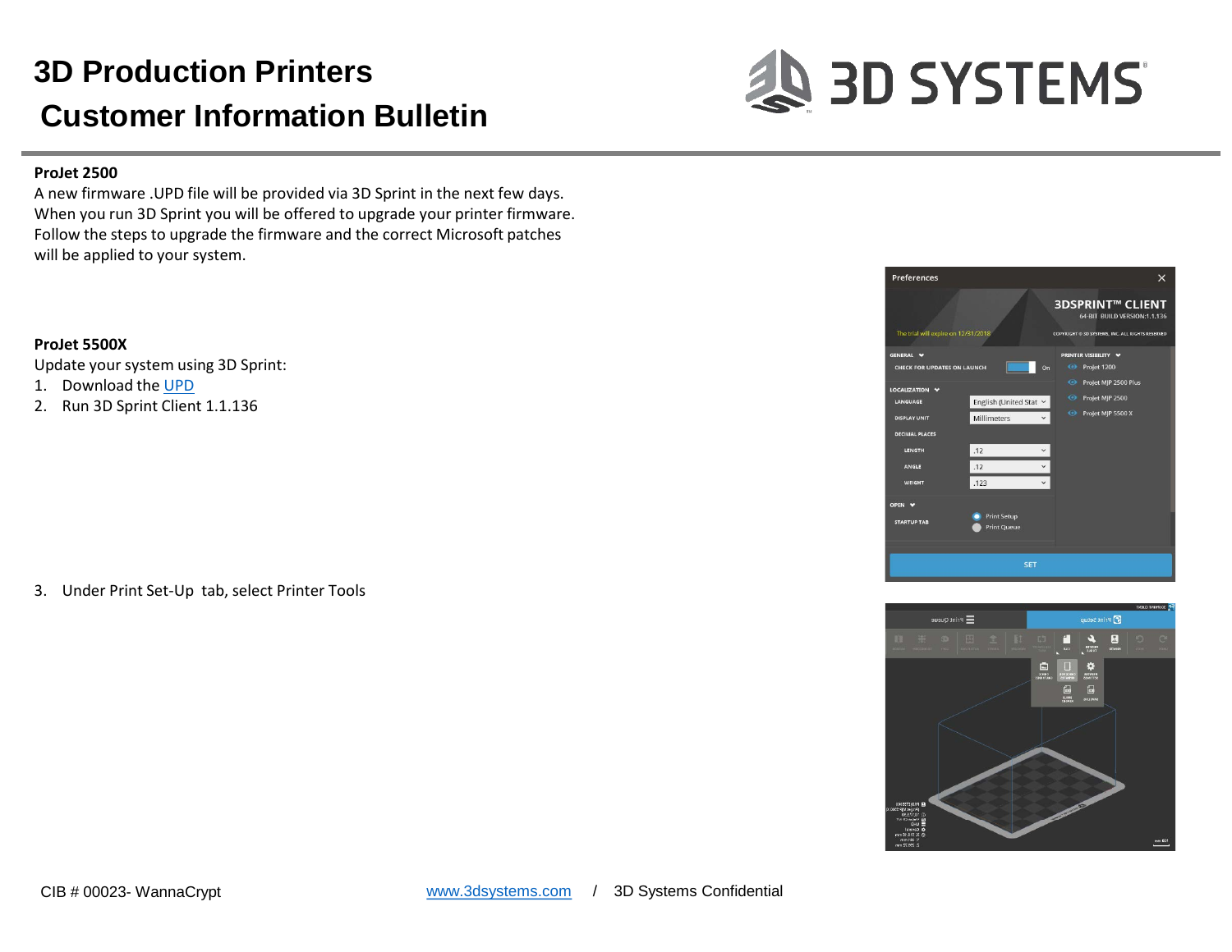# 3D Production Printers

# Customer Information Bulletin

**ProJet 2500**

A new firmware .UPD file will be provided via 3D Sprint in the next few days. When you run 3D Sprint you will be offered to upgrade your printer firmware. Follow the steps to upgrade the firmware and the correct Microsoft patches will be applied to your system.

**ProJet 5500X**

Update your system using 3D Sprint:

1. Download the [UPD]
2. Run 3D Sprint Client 1.1.136
3. Under Print Set-Up tab, select Printer Tools

CIB # 00023- WannaCrypt www.3dsystems.com / 3D Systems Confidential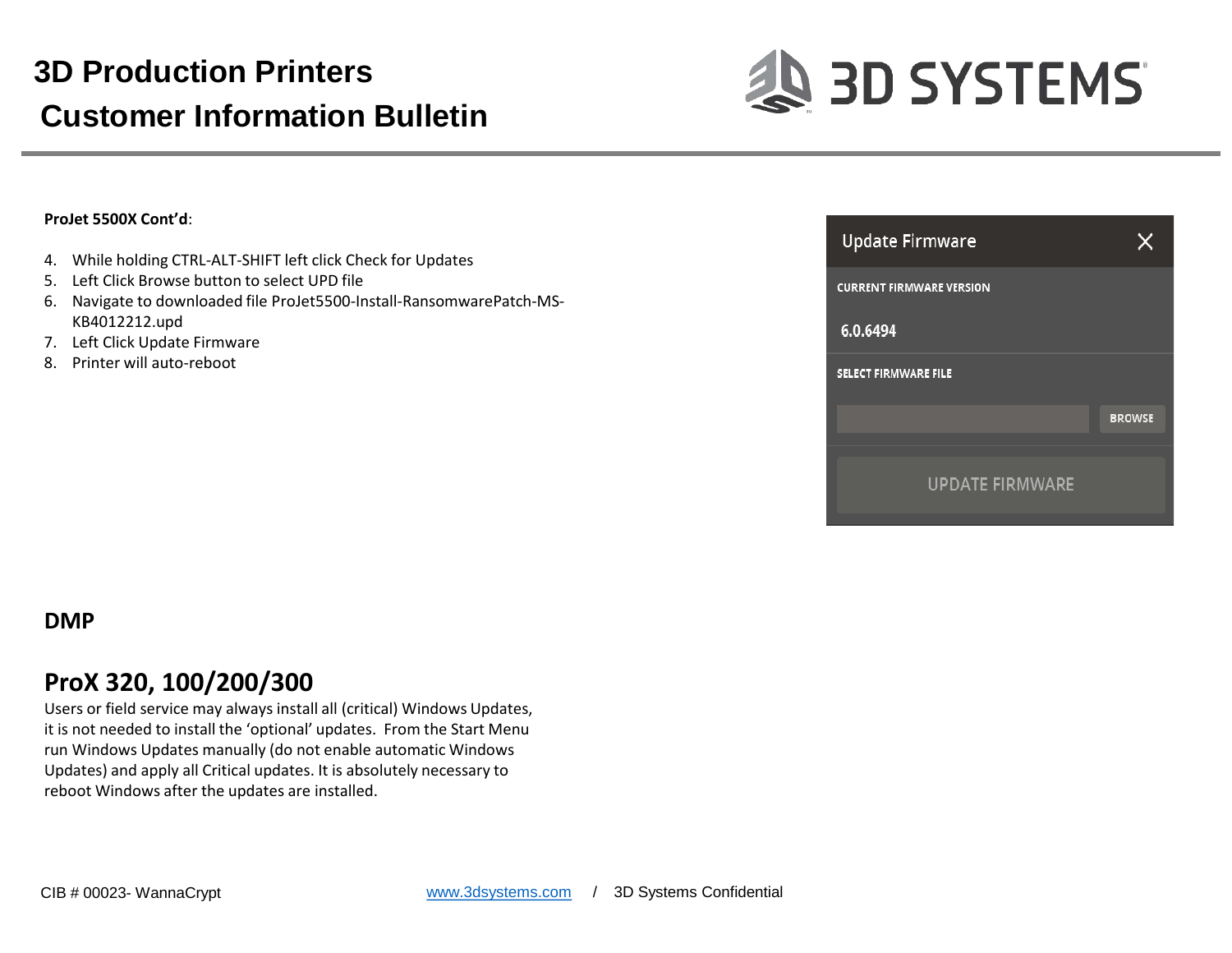**ProJet 5500X Cont'd**:

4. While holding CTRL-ALT-SHIFT left click Check for Updates
5. Left Click Browse button to select UPD file
6. Navigate to downloaded file ProJet5500-Install-RansomwarePatch-MS-KB4012212.upd
7. Left Click Update Firmware
8. Printer will auto-reboot

Update Firmware

CURRENT FIRMWARE VERSION

6.0.6494

SELECT FIRMWARE FILE

BROWSE

UPDATE FIRMWARE

## DMP

## ProX 320, 100/200/300

Users or field service may always install all (critical) Windows Updates, it is not needed to install the 'optional' updates. From the Start Menu run Windows Updates manually (do not enable automatic Windows Updates) and apply all Critical updates. It is absolutely necessary to reboot Windows after the updates are installed.